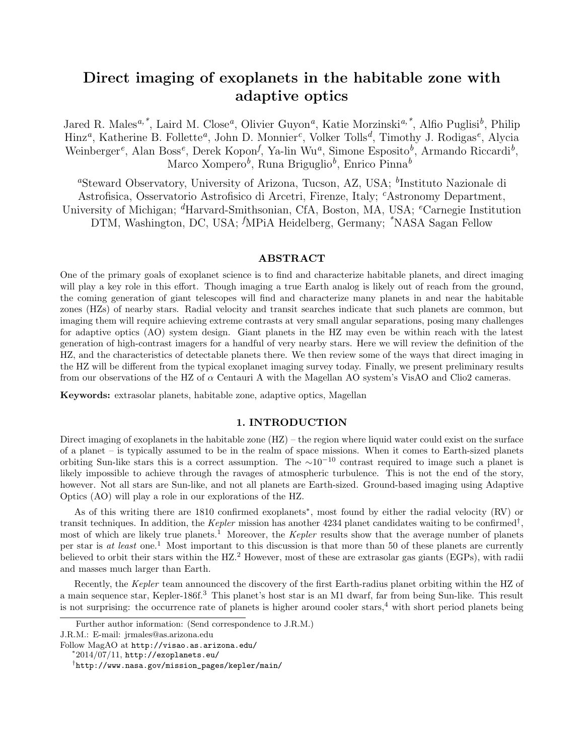# Direct imaging of exoplanets in the habitable zone with adaptive optics

Jared R. Males[a,*], Laird M. Close[a], Olivier Guyon[a], Katie Morzinski[a,*], Alfio Puglisi[b], Philip Hinz[a], Katherine B. Follette[a], John D. Monnier[c], Volker Tolls[d], Timothy J. Rodigas[e], Alycia Weinberger[e], Alan Boss[e], Derek Kopon[f], Ya-lin Wu[a], Simone Esposito[b], Armando Riccardi[b], Marco Xompero[b], Runa Briguglio[b], Enrico Pinna[b]

[a]Steward Observatory, University of Arizona, Tucson, AZ, USA; [b]Instituto Nazionale di Astrofisica, Osservatorio Astrofisico di Arcetri, Firenze, Italy; [c]Astronomy Department, University of Michigan; [d]Harvard-Smithsonian, CfA, Boston, MA, USA; [e]Carnegie Institution DTM, Washington, DC, USA; [f]MPiA Heidelberg, Germany; [*]NASA Sagan Fellow

## ABSTRACT

One of the primary goals of exoplanet science is to find and characterize habitable planets, and direct imaging will play a key role in this effort. Though imaging a true Earth analog is likely out of reach from the ground, the coming generation of giant telescopes will find and characterize many planets in and near the habitable zones (HZs) of nearby stars. Radial velocity and transit searches indicate that such planets are common, but imaging them will require achieving extreme contrasts at very small angular separations, posing many challenges for adaptive optics (AO) system design. Giant planets in the HZ may even be within reach with the latest generation of high-contrast imagers for a handful of very nearby stars. Here we will review the definition of the HZ, and the characteristics of detectable planets there. We then review some of the ways that direct imaging in the HZ will be different from the typical exoplanet imaging survey today. Finally, we present preliminary results from our observations of the HZ of $\alpha$ Centauri A with the Magellan AO system's VisAO and Clio2 cameras.

**Keywords:** extrasolar planets, habitable zone, adaptive optics, Magellan

## 1. INTRODUCTION

Direct imaging of exoplanets in the habitable zone (HZ) – the region where liquid water could exist on the surface of a planet – is typically assumed to be in the realm of space missions. When it comes to Earth-sized planets orbiting Sun-like stars this is a correct assumption. The $\sim 10^{-10}$ contrast required to image such a planet is likely impossible to achieve through the ravages of atmospheric turbulence. This is not the end of the story, however. Not all stars are Sun-like, and not all planets are Earth-sized. Ground-based imaging using Adaptive Optics (AO) will play a role in our explorations of the HZ.

As of this writing there are 1810 confirmed exoplanets[*], most found by either the radial velocity (RV) or transit techniques. In addition, the *Kepler* mission has another 4234 planet candidates waiting to be confirmed[†], most of which are likely true planets.[1] Moreover, the *Kepler* results show that the average number of planets per star is *at least* one.[1] Most important to this discussion is that more than 50 of these planets are currently believed to orbit their stars within the HZ.[2] However, most of these are extrasolar gas giants (EGPs), with radii and masses much larger than Earth.

Recently, the *Kepler* team announced the discovery of the first Earth-radius planet orbiting within the HZ of a main sequence star, Kepler-186f.[3] This planet's host star is an M1 dwarf, far from being Sun-like. This result is not surprising: the occurrence rate of planets is higher around cooler stars,[4] with short period planets being

Further author information: (Send correspondence to J.R.M.)
J.R.M.: E-mail: jrmales@as.arizona.edu
Follow MagAO at http://visao.as.arizona.edu/

[*]2014/07/11, http://exoplanets.eu/

[†]http://www.nasa.gov/mission_pages/kepler/main/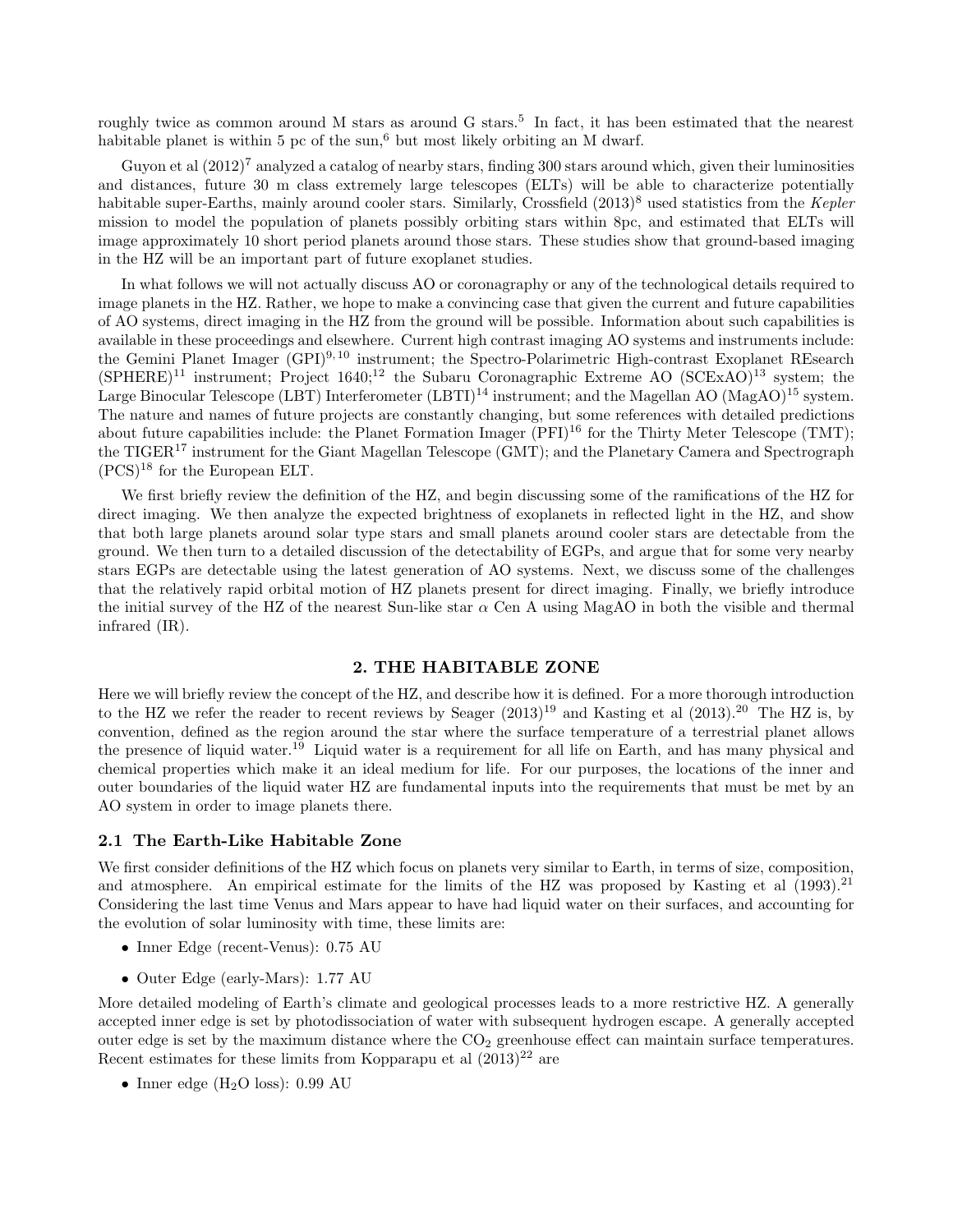roughly twice as common around M stars as around G stars.[5] In fact, it has been estimated that the nearest habitable planet is within 5 pc of the sun,[6] but most likely orbiting an M dwarf.

Guyon et al (2012)[7] analyzed a catalog of nearby stars, finding 300 stars around which, given their luminosities and distances, future 30 m class extremely large telescopes (ELTs) will be able to characterize potentially habitable super-Earths, mainly around cooler stars. Similarly, Crossfield (2013)[8] used statistics from the *Kepler* mission to model the population of planets possibly orbiting stars within 8pc, and estimated that ELTs will image approximately 10 short period planets around those stars. These studies show that ground-based imaging in the HZ will be an important part of future exoplanet studies.

In what follows we will not actually discuss AO or coronagraphy or any of the technological details required to image planets in the HZ. Rather, we hope to make a convincing case that given the current and future capabilities of AO systems, direct imaging in the HZ from the ground will be possible. Information about such capabilities is available in these proceedings and elsewhere. Current high contrast imaging AO systems and instruments include: the Gemini Planet Imager (GPI)[9,10] instrument; the Spectro-Polarimetric High-contrast Exoplanet REsearch (SPHERE)[11] instrument; Project 1640;[12] the Subaru Coronagraphic Extreme AO (SCExAO)[13] system; the Large Binocular Telescope (LBT) Interferometer (LBTI)[14] instrument; and the Magellan AO (MagAO)[15] system. The nature and names of future projects are constantly changing, but some references with detailed predictions about future capabilities include: the Planet Formation Imager (PFI)[16] for the Thirty Meter Telescope (TMT); the TIGER[17] instrument for the Giant Magellan Telescope (GMT); and the Planetary Camera and Spectrograph (PCS)[18] for the European ELT.

We first briefly review the definition of the HZ, and begin discussing some of the ramifications of the HZ for direct imaging. We then analyze the expected brightness of exoplanets in reflected light in the HZ, and show that both large planets around solar type stars and small planets around cooler stars are detectable from the ground. We then turn to a detailed discussion of the detectability of EGPs, and argue that for some very nearby stars EGPs are detectable using the latest generation of AO systems. Next, we discuss some of the challenges that the relatively rapid orbital motion of HZ planets present for direct imaging. Finally, we briefly introduce the initial survey of the HZ of the nearest Sun-like star $\alpha$ Cen A using MagAO in both the visible and thermal infrared (IR).

## 2. THE HABITABLE ZONE

Here we will briefly review the concept of the HZ, and describe how it is defined. For a more thorough introduction to the HZ we refer the reader to recent reviews by Seager (2013)[19] and Kasting et al (2013).[20] The HZ is, by convention, defined as the region around the star where the surface temperature of a terrestrial planet allows the presence of liquid water.[19] Liquid water is a requirement for all life on Earth, and has many physical and chemical properties which make it an ideal medium for life. For our purposes, the locations of the inner and outer boundaries of the liquid water HZ are fundamental inputs into the requirements that must be met by an AO system in order to image planets there.

### 2.1 The Earth-Like Habitable Zone

We first consider definitions of the HZ which focus on planets very similar to Earth, in terms of size, composition, and atmosphere. An empirical estimate for the limits of the HZ was proposed by Kasting et al (1993).[21] Considering the last time Venus and Mars appear to have had liquid water on their surfaces, and accounting for the evolution of solar luminosity with time, these limits are:

- Inner Edge (recent-Venus): 0.75 AU
- Outer Edge (early-Mars): 1.77 AU

More detailed modeling of Earth's climate and geological processes leads to a more restrictive HZ. A generally accepted inner edge is set by photodissociation of water with subsequent hydrogen escape. A generally accepted outer edge is set by the maximum distance where the $CO_2$ greenhouse effect can maintain surface temperatures. Recent estimates for these limits from Kopparapu et al (2013)[22] are

- Inner edge ($H_2O$ loss): 0.99 AU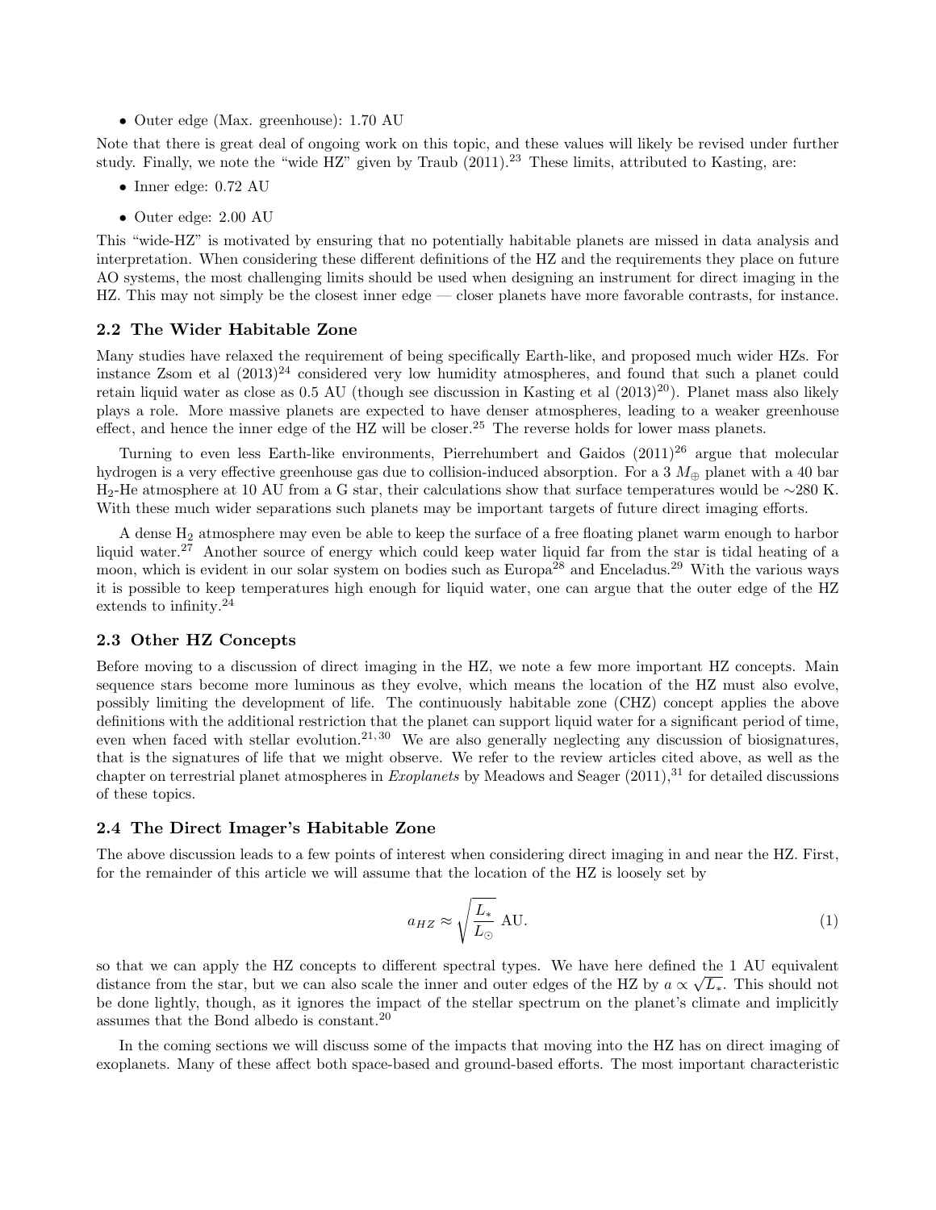- Outer edge (Max. greenhouse): 1.70 AU

Note that there is great deal of ongoing work on this topic, and these values will likely be revised under further study. Finally, we note the "wide HZ" given by Traub (2011).[23] These limits, attributed to Kasting, are:

- Inner edge: 0.72 AU
- Outer edge: 2.00 AU

This "wide-HZ" is motivated by ensuring that no potentially habitable planets are missed in data analysis and interpretation. When considering these different definitions of the HZ and the requirements they place on future AO systems, the most challenging limits should be used when designing an instrument for direct imaging in the HZ. This may not simply be the closest inner edge — closer planets have more favorable contrasts, for instance.

### 2.2 The Wider Habitable Zone

Many studies have relaxed the requirement of being specifically Earth-like, and proposed much wider HZs. For instance Zsom et al (2013)[24] considered very low humidity atmospheres, and found that such a planet could retain liquid water as close as 0.5 AU (though see discussion in Kasting et al (2013)[20]). Planet mass also likely plays a role. More massive planets are expected to have denser atmospheres, leading to a weaker greenhouse effect, and hence the inner edge of the HZ will be closer.[25] The reverse holds for lower mass planets.

Turning to even less Earth-like environments, Pierrehumbert and Gaidos (2011)[26] argue that molecular hydrogen is a very effective greenhouse gas due to collision-induced absorption. For a 3 $M_\oplus$ planet with a 40 bar $H_2$-He atmosphere at 10 AU from a G star, their calculations show that surface temperatures would be $\sim$280 K. With these much wider separations such planets may be important targets of future direct imaging efforts.

A dense $H_2$ atmosphere may even be able to keep the surface of a free floating planet warm enough to harbor liquid water.[27] Another source of energy which could keep water liquid far from the star is tidal heating of a moon, which is evident in our solar system on bodies such as Europa[28] and Enceladus.[29] With the various ways it is possible to keep temperatures high enough for liquid water, one can argue that the outer edge of the HZ extends to infinity.[24]

### 2.3 Other HZ Concepts

Before moving to a discussion of direct imaging in the HZ, we note a few more important HZ concepts. Main sequence stars become more luminous as they evolve, which means the location of the HZ must also evolve, possibly limiting the development of life. The continuously habitable zone (CHZ) concept applies the above definitions with the additional restriction that the planet can support liquid water for a significant period of time, even when faced with stellar evolution.[21,30] We are also generally neglecting any discussion of biosignatures, that is the signatures of life that we might observe. We refer to the review articles cited above, as well as the chapter on terrestrial planet atmospheres in *Exoplanets* by Meadows and Seager (2011),[31] for detailed discussions of these topics.

### 2.4 The Direct Imager's Habitable Zone

The above discussion leads to a few points of interest when considering direct imaging in and near the HZ. First, for the remainder of this article we will assume that the location of the HZ is loosely set by

$$a_{HZ} \approx \sqrt{\frac{L_*}{L_\odot}} \text{ AU.} \tag{1}$$

so that we can apply the HZ concepts to different spectral types. We have here defined the 1 AU equivalent distance from the star, but we can also scale the inner and outer edges of the HZ by $a \propto \sqrt{L_*}$. This should not be done lightly, though, as it ignores the impact of the stellar spectrum on the planet's climate and implicitly assumes that the Bond albedo is constant.[20]

In the coming sections we will discuss some of the impacts that moving into the HZ has on direct imaging of exoplanets. Many of these affect both space-based and ground-based efforts. The most important characteristic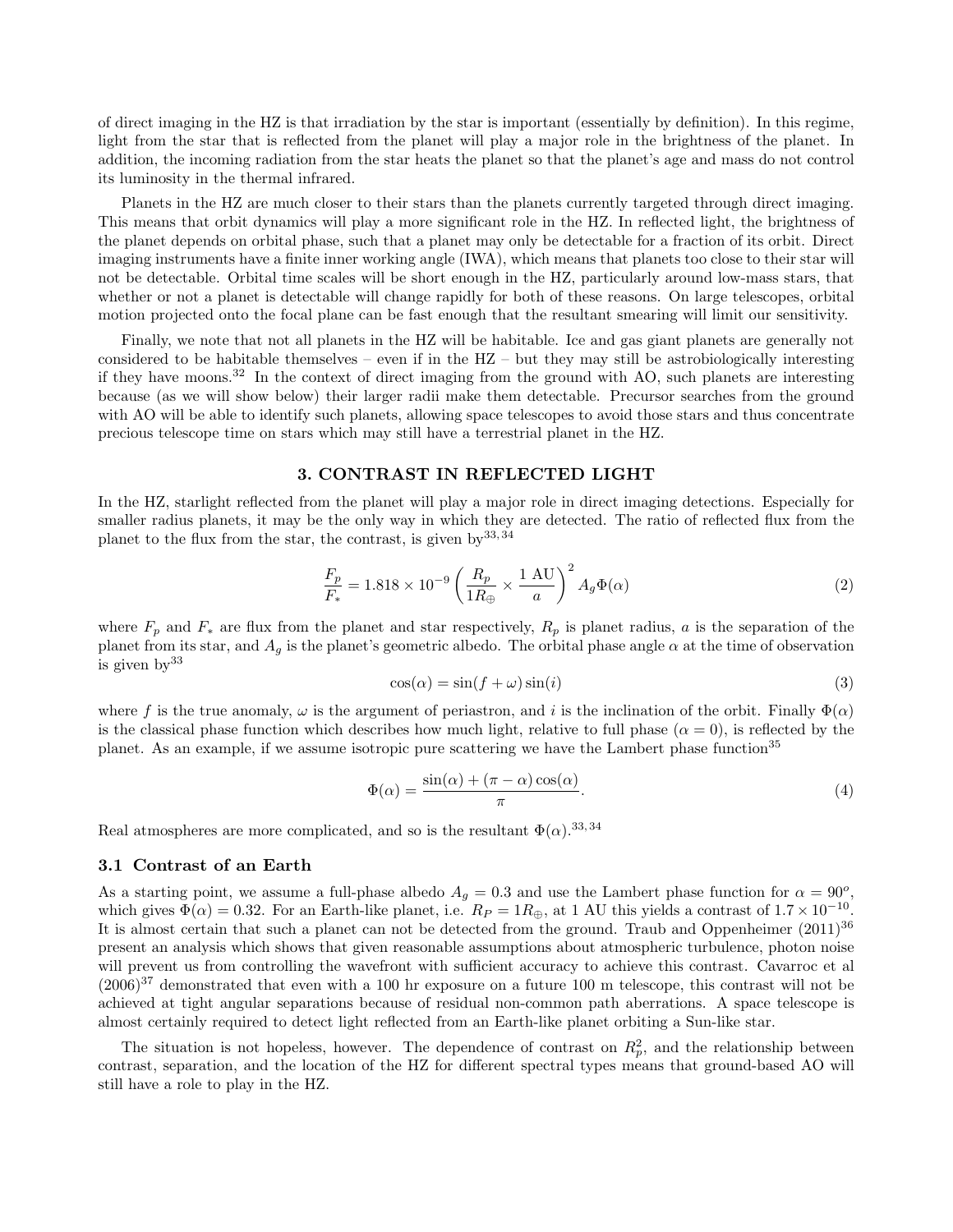of direct imaging in the HZ is that irradiation by the star is important (essentially by definition). In this regime, light from the star that is reflected from the planet will play a major role in the brightness of the planet. In addition, the incoming radiation from the star heats the planet so that the planet's age and mass do not control its luminosity in the thermal infrared.

Planets in the HZ are much closer to their stars than the planets currently targeted through direct imaging. This means that orbit dynamics will play a more significant role in the HZ. In reflected light, the brightness of the planet depends on orbital phase, such that a planet may only be detectable for a fraction of its orbit. Direct imaging instruments have a finite inner working angle (IWA), which means that planets too close to their star will not be detectable. Orbital time scales will be short enough in the HZ, particularly around low-mass stars, that whether or not a planet is detectable will change rapidly for both of these reasons. On large telescopes, orbital motion projected onto the focal plane can be fast enough that the resultant smearing will limit our sensitivity.

Finally, we note that not all planets in the HZ will be habitable. Ice and gas giant planets are generally not considered to be habitable themselves – even if in the HZ – but they may still be astrobiologically interesting if they have moons.[32] In the context of direct imaging from the ground with AO, such planets are interesting because (as we will show below) their larger radii make them detectable. Precursor searches from the ground with AO will be able to identify such planets, allowing space telescopes to avoid those stars and thus concentrate precious telescope time on stars which may still have a terrestrial planet in the HZ.

## 3. CONTRAST IN REFLECTED LIGHT

In the HZ, starlight reflected from the planet will play a major role in direct imaging detections. Especially for smaller radius planets, it may be the only way in which they are detected. The ratio of reflected flux from the planet to the flux from the star, the contrast, is given by[33, 34]

$$\frac{F_p}{F_*} = 1.818 \times 10^{-9} \left( \frac{R_p}{1 R_\oplus} \times \frac{1 \text{ AU}}{a} \right)^2 A_g \Phi(\alpha) \tag{2}$$

where $F_p$ and $F_*$ are flux from the planet and star respectively, $R_p$ is planet radius, $a$ is the separation of the planet from its star, and $A_g$ is the planet's geometric albedo. The orbital phase angle $\alpha$ at the time of observation is given by[33]

$$\cos(\alpha) = \sin(f + \omega)\sin(i) \tag{3}$$

where $f$ is the true anomaly, $\omega$ is the argument of periastron, and $i$ is the inclination of the orbit. Finally $\Phi(\alpha)$ is the classical phase function which describes how much light, relative to full phase ($\alpha = 0$), is reflected by the planet. As an example, if we assume isotropic pure scattering we have the Lambert phase function[35]

$$\Phi(\alpha) = \frac{\sin(\alpha) + (\pi - \alpha)\cos(\alpha)}{\pi}. \tag{4}$$

Real atmospheres are more complicated, and so is the resultant $\Phi(\alpha)$.[33, 34]

### 3.1 Contrast of an Earth

As a starting point, we assume a full-phase albedo $A_g = 0.3$ and use the Lambert phase function for $\alpha = 90^o$, which gives $\Phi(\alpha) = 0.32$. For an Earth-like planet, i.e. $R_P = 1R_\oplus$, at 1 AU this yields a contrast of $1.7 \times 10^{-10}$. It is almost certain that such a planet can not be detected from the ground. Traub and Oppenheimer (2011)[36] present an analysis which shows that given reasonable assumptions about atmospheric turbulence, photon noise will prevent us from controlling the wavefront with sufficient accuracy to achieve this contrast. Cavarroc et al (2006)[37] demonstrated that even with a 100 hr exposure on a future 100 m telescope, this contrast will not be achieved at tight angular separations because of residual non-common path aberrations. A space telescope is almost certainly required to detect light reflected from an Earth-like planet orbiting a Sun-like star.

The situation is not hopeless, however. The dependence of contrast on $R_p^2$, and the relationship between contrast, separation, and the location of the HZ for different spectral types means that ground-based AO will still have a role to play in the HZ.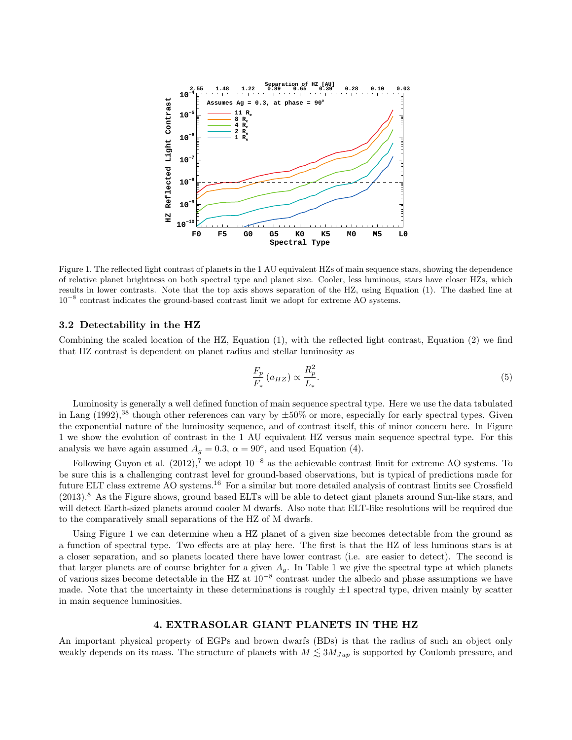Figure 1. The reflected light contrast of planets in the 1 AU equivalent HZs of main sequence stars, showing the dependence of relative planet brightness on both spectral type and planet size. Cooler, less luminous, stars have closer HZs, which results in lower contrasts. Note that the top axis shows separation of the HZ, using Equation (1). The dashed line at $10^{-8}$ contrast indicates the ground-based contrast limit we adopt for extreme AO systems.

### 3.2 Detectability in the HZ

Combining the scaled location of the HZ, Equation (1), with the reflected light contrast, Equation (2) we find that HZ contrast is dependent on planet radius and stellar luminosity as

$$\frac{F_p}{F_*}\left(a_{HZ}\right) \propto \frac{R_p^2}{L_*}. \tag{5}$$

Luminosity is generally a well defined function of main sequence spectral type. Here we use the data tabulated in Lang (1992),[38] though other references can vary by ±50% or more, especially for early spectral types. Given the exponential nature of the luminosity sequence, and of contrast itself, this of minor concern here. In Figure 1 we show the evolution of contrast in the 1 AU equivalent HZ versus main sequence spectral type. For this analysis we have again assumed $A_g = 0.3$, $\alpha = 90^o$, and used Equation (4).

Following Guyon et al. (2012),[7] we adopt $10^{-8}$ as the achievable contrast limit for extreme AO systems. To be sure this is a challenging contrast level for ground-based observations, but is typical of predictions made for future ELT class extreme AO systems.[16] For a similar but more detailed analysis of contrast limits see Crossfield (2013).[8] As the Figure shows, ground based ELTs will be able to detect giant planets around Sun-like stars, and will detect Earth-sized planets around cooler M dwarfs. Also note that ELT-like resolutions will be required due to the comparatively small separations of the HZ of M dwarfs.

Using Figure 1 we can determine when a HZ planet of a given size becomes detectable from the ground as a function of spectral type. Two effects are at play here. The first is that the HZ of less luminous stars is at a closer separation, and so planets located there have lower contrast (i.e. are easier to detect). The second is that larger planets are of course brighter for a given $A_g$. In Table 1 we give the spectral type at which planets of various sizes become detectable in the HZ at $10^{-8}$ contrast under the albedo and phase assumptions we have made. Note that the uncertainty in these determinations is roughly ±1 spectral type, driven mainly by scatter in main sequence luminosities.

## 4. EXTRASOLAR GIANT PLANETS IN THE HZ

An important physical property of EGPs and brown dwarfs (BDs) is that the radius of such an object only weakly depends on its mass. The structure of planets with $M \lesssim 3M_{Jup}$ is supported by Coulomb pressure, and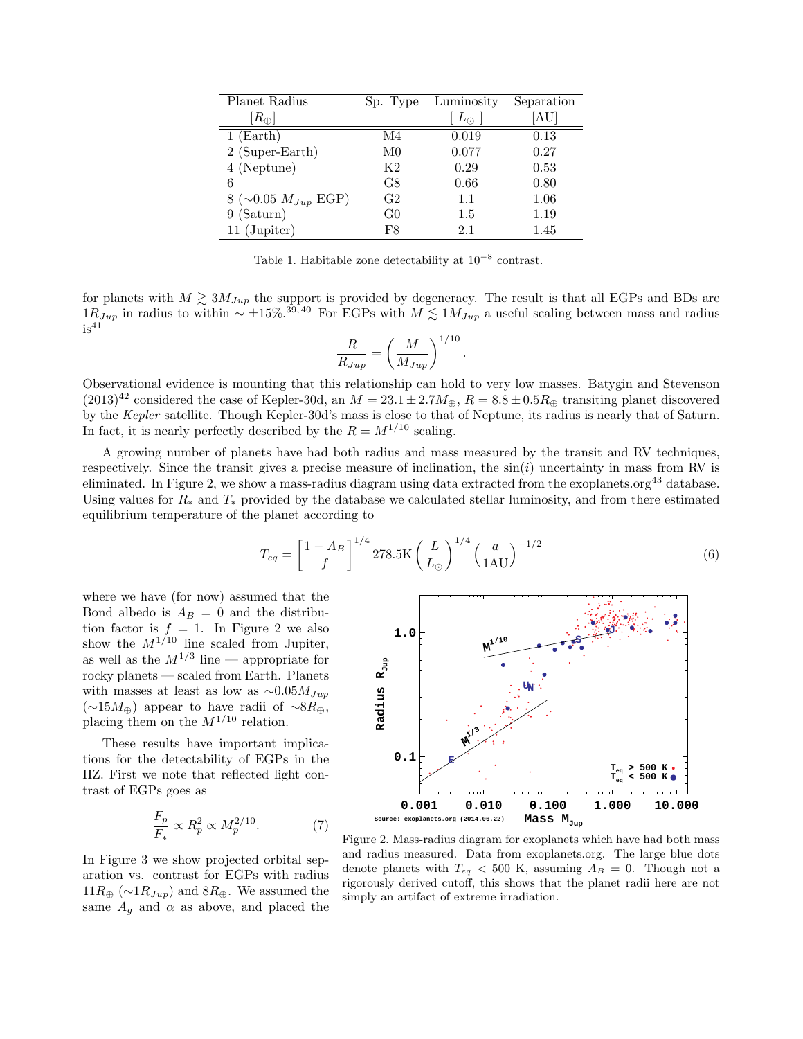| Planet Radius $[R_\oplus]$ | Sp. Type | Luminosity $[L_\odot]$ | Separation [AU] |
|---|---|---|---|
| 1 (Earth) | M4 | 0.019 | 0.13 |
| 2 (Super-Earth) | M0 | 0.077 | 0.27 |
| 4 (Neptune) | K2 | 0.29 | 0.53 |
| 6 | G8 | 0.66 | 0.80 |
| 8 (~0.05 $M_{Jup}$ EGP) | G2 | 1.1 | 1.06 |
| 9 (Saturn) | G0 | 1.5 | 1.19 |
| 11 (Jupiter) | F8 | 2.1 | 1.45 |

Table 1. Habitable zone detectability at $10^{-8}$ contrast.

for planets with $M \gtrsim 3M_{Jup}$ the support is provided by degeneracy. The result is that all EGPs and BDs are $1R_{Jup}$ in radius to within $\sim \pm 15\%$.[39,40] For EGPs with $M \lesssim 1M_{Jup}$ a useful scaling between mass and radius is[41]

$$\frac{R}{R_{Jup}} = \left(\frac{M}{M_{Jup}}\right)^{1/10}.$$

Observational evidence is mounting that this relationship can hold to very low masses. Batygin and Stevenson (2013)[42] considered the case of Kepler-30d, an $M = 23.1 \pm 2.7 M_\oplus$, $R = 8.8 \pm 0.5 R_\oplus$ transiting planet discovered by the *Kepler* satellite. Though Kepler-30d's mass is close to that of Neptune, its radius is nearly that of Saturn. In fact, it is nearly perfectly described by the $R = M^{1/10}$ scaling.

A growing number of planets have had both radius and mass measured by the transit and RV techniques, respectively. Since the transit gives a precise measure of inclination, the $\sin(i)$ uncertainty in mass from RV is eliminated. In Figure 2, we show a mass-radius diagram using data extracted from the exoplanets.org[43] database. Using values for $R_*$ and $T_*$ provided by the database we calculated stellar luminosity, and from there estimated equilibrium temperature of the planet according to

$$T_{eq} = \left[\frac{1 - A_B}{f}\right]^{1/4} 278.5\text{K} \left(\frac{L}{L_\odot}\right)^{1/4} \left(\frac{a}{1\text{AU}}\right)^{-1/2} \tag{6}$$

where we have (for now) assumed that the Bond albedo is $A_B = 0$ and the distribution factor is $f = 1$. In Figure 2 we also show the $M^{1/10}$ line scaled from Jupiter, as well as the $M^{1/3}$ line — appropriate for rocky planets — scaled from Earth. Planets with masses at least as low as $\sim 0.05 M_{Jup}$ ($\sim 15 M_\oplus$) appear to have radii of $\sim 8 R_\oplus$, placing them on the $M^{1/10}$ relation.

Figure 2. Mass-radius diagram for exoplanets which have had both mass and radius measured. Data from exoplanets.org. The large blue dots denote planets with $T_{eq} < 500$ K, assuming $A_B = 0$. Though not a rigorously derived cutoff, this shows that the planet radii here are not simply an artifact of extreme irradiation.

These results have important implications for the detectability of EGPs in the HZ. First we note that reflected light contrast of EGPs goes as

$$\frac{F_p}{F_*} \propto R_p^2 \propto M_p^{2/10}. \tag{7}$$

In Figure 3 we show projected orbital separation vs. contrast for EGPs with radius $11 R_\oplus$ ($\sim 1 R_{Jup}$) and $8 R_\oplus$. We assumed the same $A_g$ and $\alpha$ as above, and placed the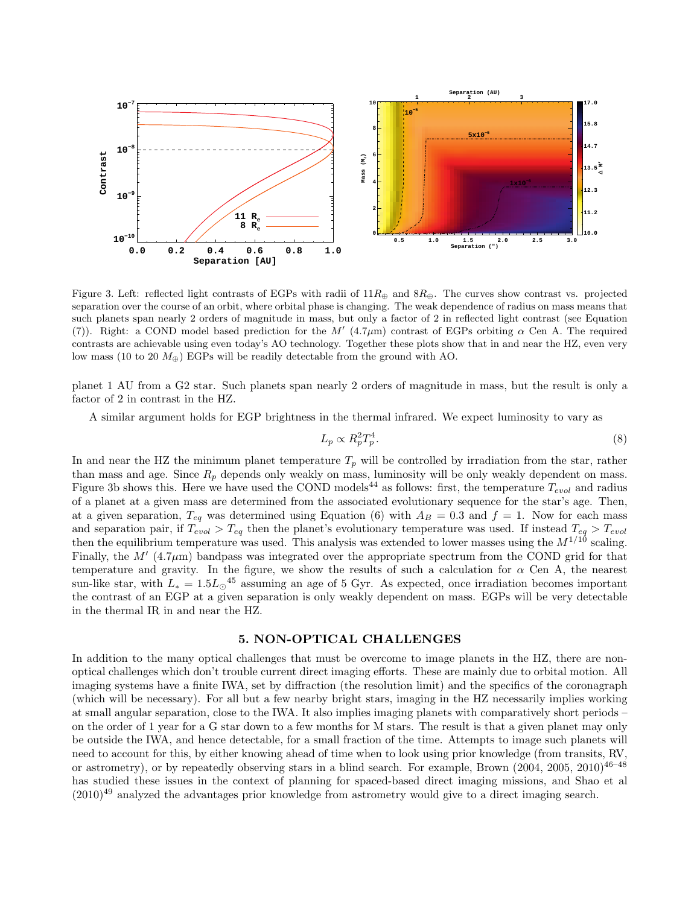Figure 3. Left: reflected light contrasts of EGPs with radii of $11R_\oplus$ and $8R_\oplus$. The curves show contrast vs. projected separation over the course of an orbit, where orbital phase is changing. The weak dependence of radius on mass means that such planets span nearly 2 orders of magnitude in mass, but only a factor of 2 in reflected light contrast (see Equation (7)). Right: a COND model based prediction for the $M'$ ($4.7\mu$m) contrast of EGPs orbiting $\alpha$ Cen A. The required contrasts are achievable using even today's AO technology. Together these plots show that in and near the HZ, even very low mass (10 to 20 $M_\oplus$) EGPs will be readily detectable from the ground with AO.

planet 1 AU from a G2 star. Such planets span nearly 2 orders of magnitude in mass, but the result is only a factor of 2 in contrast in the HZ.

A similar argument holds for EGP brightness in the thermal infrared. We expect luminosity to vary as

$$L_p \propto R_p^2 T_p^4. \tag{8}$$

In and near the HZ the minimum planet temperature $T_p$ will be controlled by irradiation from the star, rather than mass and age. Since $R_p$ depends only weakly on mass, luminosity will be only weakly dependent on mass. Figure 3b shows this. Here we have used the COND models[44] as follows: first, the temperature $T_{evol}$ and radius of a planet at a given mass are determined from the associated evolutionary sequence for the star's age. Then, at a given separation, $T_{eq}$ was determined using Equation (6) with $A_B = 0.3$ and $f = 1$. Now for each mass and separation pair, if $T_{evol} > T_{eq}$ then the planet's evolutionary temperature was used. If instead $T_{eq} > T_{evol}$ then the equilibrium temperature was used. This analysis was extended to lower masses using the $M^{1/10}$ scaling. Finally, the $M'$ ($4.7\mu$m) bandpass was integrated over the appropriate spectrum from the COND grid for that temperature and gravity. In the figure, we show the results of such a calculation for $\alpha$ Cen A, the nearest sun-like star, with $L_* = 1.5L_\odot$[45] assuming an age of 5 Gyr. As expected, once irradiation becomes important the contrast of an EGP at a given separation is only weakly dependent on mass. EGPs will be very detectable in the thermal IR in and near the HZ.

## 5. NON-OPTICAL CHALLENGES

In addition to the many optical challenges that must be overcome to image planets in the HZ, there are non-optical challenges which don't trouble current direct imaging efforts. These are mainly due to orbital motion. All imaging systems have a finite IWA, set by diffraction (the resolution limit) and the specifics of the coronagraph (which will be necessary). For all but a few nearby bright stars, imaging in the HZ necessarily implies working at small angular separation, close to the IWA. It also implies imaging planets with comparatively short periods – on the order of 1 year for a G star down to a few months for M stars. The result is that a given planet may only be outside the IWA, and hence detectable, for a small fraction of the time. Attempts to image such planets will need to account for this, by either knowing ahead of time when to look using prior knowledge (from transits, RV, or astrometry), or by repeatedly observing stars in a blind search. For example, Brown (2004, 2005, 2010)[46–48] has studied these issues in the context of planning for spaced-based direct imaging missions, and Shao et al (2010)[49] analyzed the advantages prior knowledge from astrometry would give to a direct imaging search.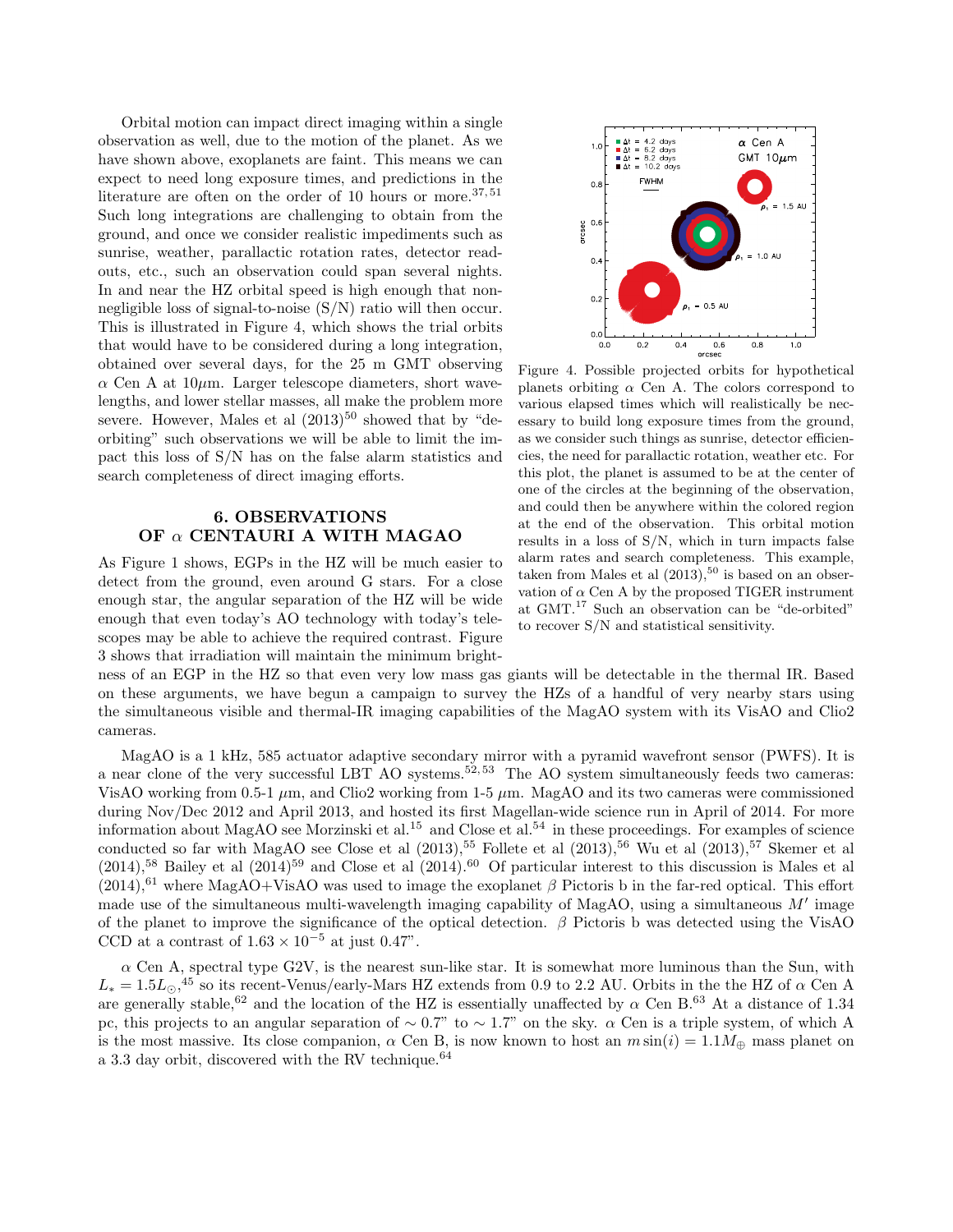Orbital motion can impact direct imaging within a single observation as well, due to the motion of the planet. As we have shown above, exoplanets are faint. This means we can expect to need long exposure times, and predictions in the literature are often on the order of 10 hours or more.[37,51] Such long integrations are challenging to obtain from the ground, and once we consider realistic impediments such as sunrise, weather, parallactic rotation rates, detector readouts, etc., such an observation could span several nights. In and near the HZ orbital speed is high enough that non-negligible loss of signal-to-noise (S/N) ratio will then occur. This is illustrated in Figure 4, which shows the trial orbits that would have to be considered during a long integration, obtained over several days, for the 25 m GMT observing $\alpha$ Cen A at 10$\mu$m. Larger telescope diameters, short wavelengths, and lower stellar masses, all make the problem more severe. However, Males et al (2013)[50] showed that by "de-orbiting" such observations we will be able to limit the impact this loss of S/N has on the false alarm statistics and search completeness of direct imaging efforts.

Figure 4. Possible projected orbits for hypothetical planets orbiting $\alpha$ Cen A. The colors correspond to various elapsed times which will realistically be necessary to build long exposure times from the ground, as we consider such things as sunrise, detector efficiencies, the need for parallactic rotation, weather etc. For this plot, the planet is assumed to be at the center of one of the circles at the beginning of the observation, and could then be anywhere within the colored region at the end of the observation. This orbital motion results in a loss of S/N, which in turn impacts false alarm rates and search completeness. This example, taken from Males et al (2013),[50] is based on an observation of $\alpha$ Cen A by the proposed TIGER instrument at GMT.[17] Such an observation can be "de-orbited" to recover S/N and statistical sensitivity.

## 6. OBSERVATIONS OF $\alpha$ CENTAURI A WITH MAGAO

As Figure 1 shows, EGPs in the HZ will be much easier to detect from the ground, even around G stars. For a close enough star, the angular separation of the HZ will be wide enough that even today's AO technology with today's telescopes may be able to achieve the required contrast. Figure 3 shows that irradiation will maintain the minimum brightness of an EGP in the HZ so that even very low mass gas giants will be detectable in the thermal IR. Based on these arguments, we have begun a campaign to survey the HZs of a handful of very nearby stars using the simultaneous visible and thermal-IR imaging capabilities of the MagAO system with its VisAO and Clio2 cameras.

MagAO is a 1 kHz, 585 actuator adaptive secondary mirror with a pyramid wavefront sensor (PWFS). It is a near clone of the very successful LBT AO systems.[52,53] The AO system simultaneously feeds two cameras: VisAO working from 0.5-1 $\mu$m, and Clio2 working from 1-5 $\mu$m. MagAO and its two cameras were commissioned during Nov/Dec 2012 and April 2013, and hosted its first Magellan-wide science run in April of 2014. For more information about MagAO see Morzinski et al.[15] and Close et al.[54] in these proceedings. For examples of science conducted so far with MagAO see Close et al (2013),[55] Follete et al (2013),[56] Wu et al (2013),[57] Skemer et al (2014),[58] Bailey et al (2014)[59] and Close et al (2014).[60] Of particular interest to this discussion is Males et al (2014),[61] where MagAO+VisAO was used to image the exoplanet $\beta$ Pictoris b in the far-red optical. This effort made use of the simultaneous multi-wavelength imaging capability of MagAO, using a simultaneous $M'$ image of the planet to improve the significance of the optical detection. $\beta$ Pictoris b was detected using the VisAO CCD at a contrast of $1.63 \times 10^{-5}$ at just 0.47".

$\alpha$ Cen A, spectral type G2V, is the nearest sun-like star. It is somewhat more luminous than the Sun, with $L_* = 1.5L_{\odot}$,[45] so its recent-Venus/early-Mars HZ extends from 0.9 to 2.2 AU. Orbits in the the HZ of $\alpha$ Cen A are generally stable,[62] and the location of the HZ is essentially unaffected by $\alpha$ Cen B.[63] At a distance of 1.34 pc, this projects to an angular separation of $\sim 0.7$" to $\sim 1.7$" on the sky. $\alpha$ Cen is a triple system, of which A is the most massive. Its close companion, $\alpha$ Cen B, is now known to host an $m \sin(i) = 1.1 M_{\oplus}$ mass planet on a 3.3 day orbit, discovered with the RV technique.[64]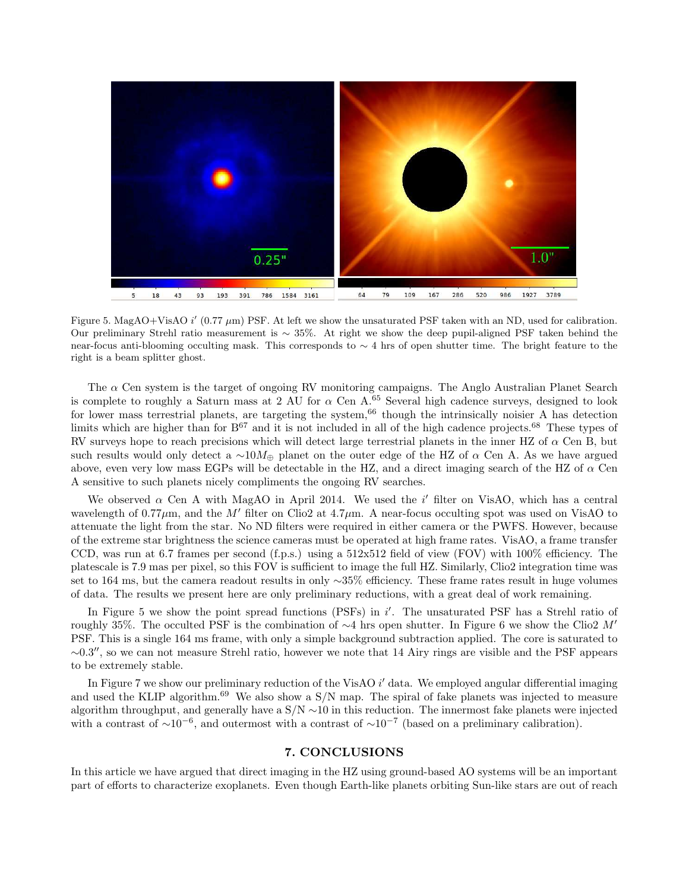Figure 5. MagAO+VisAO $i'$ (0.77 $\mu$m) PSF. At left we show the unsaturated PSF taken with an ND, used for calibration. Our preliminary Strehl ratio measurement is $\sim$ 35%. At right we show the deep pupil-aligned PSF taken behind the near-focus anti-blooming occulting mask. This corresponds to $\sim$ 4 hrs of open shutter time. The bright feature to the right is a beam splitter ghost.

The $\alpha$ Cen system is the target of ongoing RV monitoring campaigns. The Anglo Australian Planet Search is complete to roughly a Saturn mass at 2 AU for $\alpha$ Cen A.[65] Several high cadence surveys, designed to look for lower mass terrestrial planets, are targeting the system,[66] though the intrinsically noisier A has detection limits which are higher than for B[67] and it is not included in all of the high cadence projects.[68] These types of RV surveys hope to reach precisions which will detect large terrestrial planets in the inner HZ of $\alpha$ Cen B, but such results would only detect a $\sim 10 M_{\oplus}$ planet on the outer edge of the HZ of $\alpha$ Cen A. As we have argued above, even very low mass EGPs will be detectable in the HZ, and a direct imaging search of the HZ of $\alpha$ Cen A sensitive to such planets nicely compliments the ongoing RV searches.

We observed $\alpha$ Cen A with MagAO in April 2014. We used the $i'$ filter on VisAO, which has a central wavelength of 0.77$\mu$m, and the $M'$ filter on Clio2 at 4.7$\mu$m. A near-focus occulting spot was used on VisAO to attenuate the light from the star. No ND filters were required in either camera or the PWFS. However, because of the extreme star brightness the science cameras must be operated at high frame rates. VisAO, a frame transfer CCD, was run at 6.7 frames per second (f.p.s.) using a 512x512 field of view (FOV) with 100% efficiency. The platescale is 7.9 mas per pixel, so this FOV is sufficient to image the full HZ. Similarly, Clio2 integration time was set to 164 ms, but the camera readout results in only $\sim$35% efficiency. These frame rates result in huge volumes of data. The results we present here are only preliminary reductions, with a great deal of work remaining.

In Figure 5 we show the point spread functions (PSFs) in $i'$. The unsaturated PSF has a Strehl ratio of roughly 35%. The occulted PSF is the combination of $\sim$4 hrs open shutter. In Figure 6 we show the Clio2 $M'$ PSF. This is a single 164 ms frame, with only a simple background subtraction applied. The core is saturated to $\sim 0.3''$, so we can not measure Strehl ratio, however we note that 14 Airy rings are visible and the PSF appears to be extremely stable.

In Figure 7 we show our preliminary reduction of the VisAO $i'$ data. We employed angular differential imaging and used the KLIP algorithm.[69] We also show a S/N map. The spiral of fake planets was injected to measure algorithm throughput, and generally have a S/N $\sim$10 in this reduction. The innermost fake planets were injected with a contrast of $\sim 10^{-6}$, and outermost with a contrast of $\sim 10^{-7}$ (based on a preliminary calibration).

## 7. CONCLUSIONS

In this article we have argued that direct imaging in the HZ using ground-based AO systems will be an important part of efforts to characterize exoplanets. Even though Earth-like planets orbiting Sun-like stars are out of reach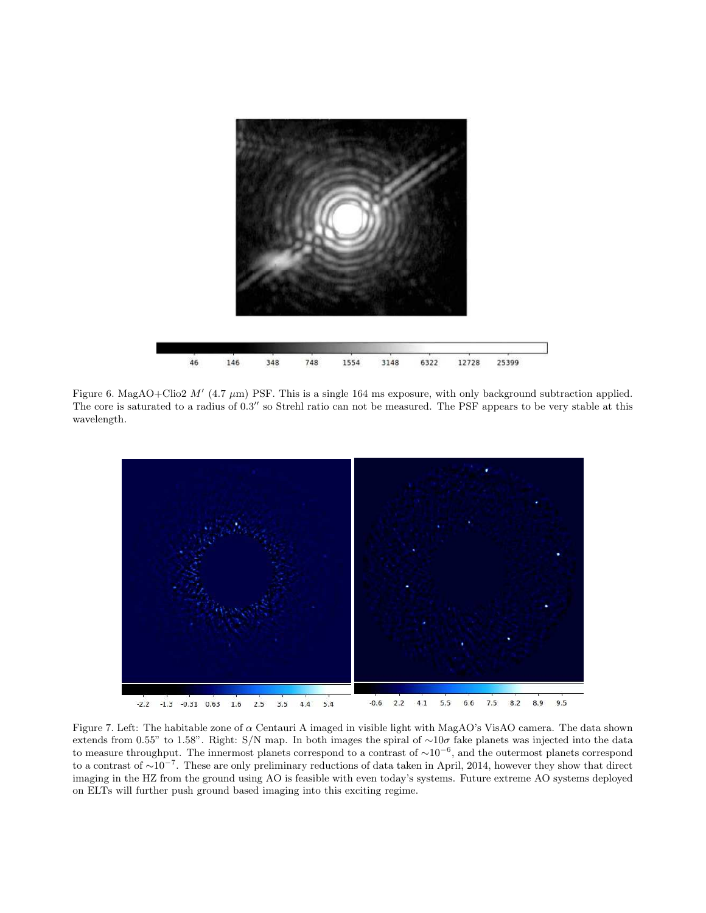Figure 6. MagAO+Clio2 $M'$ (4.7 $\mu$m) PSF. This is a single 164 ms exposure, with only background subtraction applied. The core is saturated to a radius of 0.3″ so Strehl ratio can not be measured. The PSF appears to be very stable at this wavelength.

Figure 7. Left: The habitable zone of $\alpha$ Centauri A imaged in visible light with MagAO's VisAO camera. The data shown extends from 0.55" to 1.58". Right: S/N map. In both images the spiral of $\sim 10\sigma$ fake planets was injected into the data to measure throughput. The innermost planets correspond to a contrast of $\sim 10^{-6}$, and the outermost planets correspond to a contrast of $\sim 10^{-7}$. These are only preliminary reductions of data taken in April, 2014, however they show that direct imaging in the HZ from the ground using AO is feasible with even today's systems. Future extreme AO systems deployed on ELTs will further push ground based imaging into this exciting regime.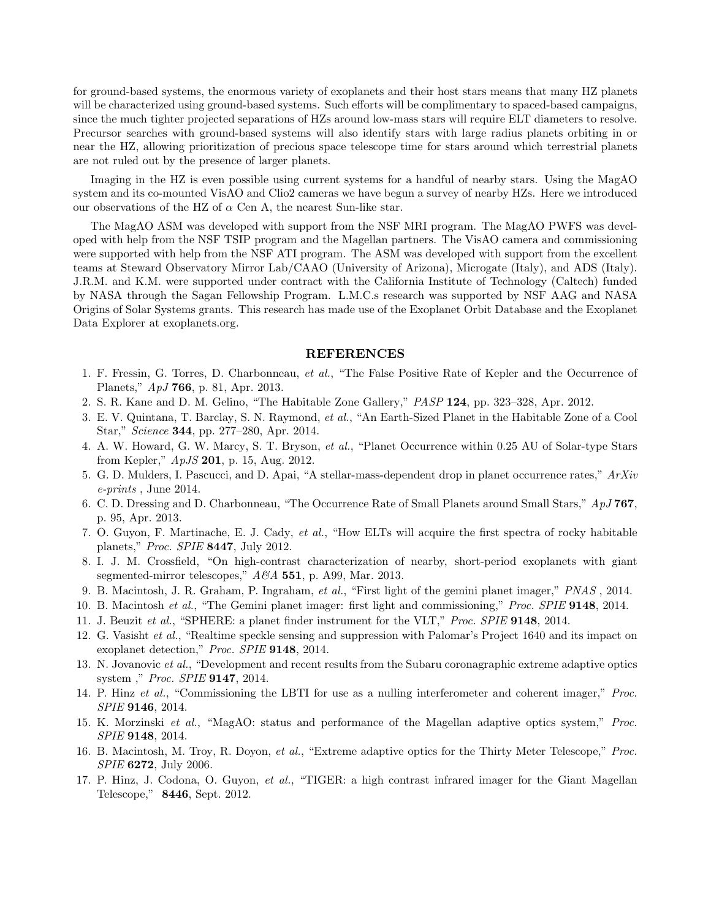for ground-based systems, the enormous variety of exoplanets and their host stars means that many HZ planets will be characterized using ground-based systems. Such efforts will be complimentary to spaced-based campaigns, since the much tighter projected separations of HZs around low-mass stars will require ELT diameters to resolve. Precursor searches with ground-based systems will also identify stars with large radius planets orbiting in or near the HZ, allowing prioritization of precious space telescope time for stars around which terrestrial planets are not ruled out by the presence of larger planets.

Imaging in the HZ is even possible using current systems for a handful of nearby stars. Using the MagAO system and its co-mounted VisAO and Clio2 cameras we have begun a survey of nearby HZs. Here we introduced our observations of the HZ of $\alpha$ Cen A, the nearest Sun-like star.

The MagAO ASM was developed with support from the NSF MRI program. The MagAO PWFS was developed with help from the NSF TSIP program and the Magellan partners. The VisAO camera and commissioning were supported with help from the NSF ATI program. The ASM was developed with support from the excellent teams at Steward Observatory Mirror Lab/CAAO (University of Arizona), Microgate (Italy), and ADS (Italy). J.R.M. and K.M. were supported under contract with the California Institute of Technology (Caltech) funded by NASA through the Sagan Fellowship Program. L.M.C.s research was supported by NSF AAG and NASA Origins of Solar Systems grants. This research has made use of the Exoplanet Orbit Database and the Exoplanet Data Explorer at exoplanets.org.

## REFERENCES

1. F. Fressin, G. Torres, D. Charbonneau, *et al.*, "The False Positive Rate of Kepler and the Occurrence of Planets," *ApJ* **766**, p. 81, Apr. 2013.
2. S. R. Kane and D. M. Gelino, "The Habitable Zone Gallery," *PASP* **124**, pp. 323–328, Apr. 2012.
3. E. V. Quintana, T. Barclay, S. N. Raymond, *et al.*, "An Earth-Sized Planet in the Habitable Zone of a Cool Star," *Science* **344**, pp. 277–280, Apr. 2014.
4. A. W. Howard, G. W. Marcy, S. T. Bryson, *et al.*, "Planet Occurrence within 0.25 AU of Solar-type Stars from Kepler," *ApJS* **201**, p. 15, Aug. 2012.
5. G. D. Mulders, I. Pascucci, and D. Apai, "A stellar-mass-dependent drop in planet occurrence rates," *ArXiv e-prints* , June 2014.
6. C. D. Dressing and D. Charbonneau, "The Occurrence Rate of Small Planets around Small Stars," *ApJ* **767**, p. 95, Apr. 2013.
7. O. Guyon, F. Martinache, E. J. Cady, *et al.*, "How ELTs will acquire the first spectra of rocky habitable planets," *Proc. SPIE* **8447**, July 2012.
8. I. J. M. Crossfield, "On high-contrast characterization of nearby, short-period exoplanets with giant segmented-mirror telescopes," *A&A* **551**, p. A99, Mar. 2013.
9. B. Macintosh, J. R. Graham, P. Ingraham, *et al.*, "First light of the gemini planet imager," *PNAS* , 2014.
10. B. Macintosh *et al.*, "The Gemini planet imager: first light and commissioning," *Proc. SPIE* **9148**, 2014.
11. J. Beuzit *et al.*, "SPHERE: a planet finder instrument for the VLT," *Proc. SPIE* **9148**, 2014.
12. G. Vasisht *et al.*, "Realtime speckle sensing and suppression with Palomar's Project 1640 and its impact on exoplanet detection," *Proc. SPIE* **9148**, 2014.
13. N. Jovanovic *et al.*, "Development and recent results from the Subaru coronagraphic extreme adaptive optics system ," *Proc. SPIE* **9147**, 2014.
14. P. Hinz *et al.*, "Commissioning the LBTI for use as a nulling interferometer and coherent imager," *Proc. SPIE* **9146**, 2014.
15. K. Morzinski *et al.*, "MagAO: status and performance of the Magellan adaptive optics system," *Proc. SPIE* **9148**, 2014.
16. B. Macintosh, M. Troy, R. Doyon, *et al.*, "Extreme adaptive optics for the Thirty Meter Telescope," *Proc. SPIE* **6272**, July 2006.
17. P. Hinz, J. Codona, O. Guyon, *et al.*, "TIGER: a high contrast infrared imager for the Giant Magellan Telescope," **8446**, Sept. 2012.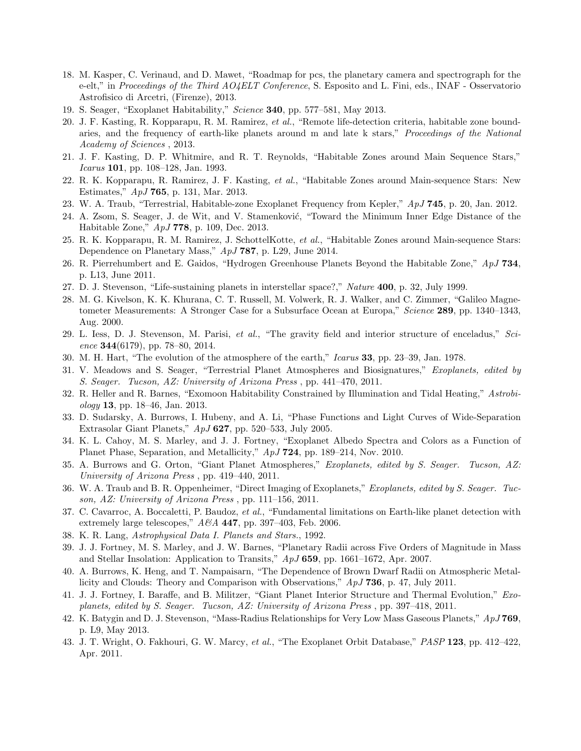18. M. Kasper, C. Verinaud, and D. Mawet, "Roadmap for pcs, the planetary camera and spectrograph for the e-elt," in *Proceedings of the Third AO4ELT Conference*, S. Esposito and L. Fini, eds., INAF - Osservatorio Astrofisico di Arcetri, (Firenze), 2013.
19. S. Seager, "Exoplanet Habitability," *Science* **340**, pp. 577–581, May 2013.
20. J. F. Kasting, R. Kopparapu, R. M. Ramirez, *et al.*, "Remote life-detection criteria, habitable zone boundaries, and the frequency of earth-like planets around m and late k stars," *Proceedings of the National Academy of Sciences* , 2013.
21. J. F. Kasting, D. P. Whitmire, and R. T. Reynolds, "Habitable Zones around Main Sequence Stars," *Icarus* **101**, pp. 108–128, Jan. 1993.
22. R. K. Kopparapu, R. Ramirez, J. F. Kasting, *et al.*, "Habitable Zones around Main-sequence Stars: New Estimates," *ApJ* **765**, p. 131, Mar. 2013.
23. W. A. Traub, "Terrestrial, Habitable-zone Exoplanet Frequency from Kepler," *ApJ* **745**, p. 20, Jan. 2012.
24. A. Zsom, S. Seager, J. de Wit, and V. Stamenković, "Toward the Minimum Inner Edge Distance of the Habitable Zone," *ApJ* **778**, p. 109, Dec. 2013.
25. R. K. Kopparapu, R. M. Ramirez, J. SchottelKotte, *et al.*, "Habitable Zones around Main-sequence Stars: Dependence on Planetary Mass," *ApJ* **787**, p. L29, June 2014.
26. R. Pierrehumbert and E. Gaidos, "Hydrogen Greenhouse Planets Beyond the Habitable Zone," *ApJ* **734**, p. L13, June 2011.
27. D. J. Stevenson, "Life-sustaining planets in interstellar space?," *Nature* **400**, p. 32, July 1999.
28. M. G. Kivelson, K. K. Khurana, C. T. Russell, M. Volwerk, R. J. Walker, and C. Zimmer, "Galileo Magnetometer Measurements: A Stronger Case for a Subsurface Ocean at Europa," *Science* **289**, pp. 1340–1343, Aug. 2000.
29. L. Iess, D. J. Stevenson, M. Parisi, *et al.*, "The gravity field and interior structure of enceladus," *Science* **344**(6179), pp. 78–80, 2014.
30. M. H. Hart, "The evolution of the atmosphere of the earth," *Icarus* **33**, pp. 23–39, Jan. 1978.
31. V. Meadows and S. Seager, "Terrestrial Planet Atmospheres and Biosignatures," *Exoplanets, edited by S. Seager. Tucson, AZ: University of Arizona Press* , pp. 441–470, 2011.
32. R. Heller and R. Barnes, "Exomoon Habitability Constrained by Illumination and Tidal Heating," *Astrobiology* **13**, pp. 18–46, Jan. 2013.
33. D. Sudarsky, A. Burrows, I. Hubeny, and A. Li, "Phase Functions and Light Curves of Wide-Separation Extrasolar Giant Planets," *ApJ* **627**, pp. 520–533, July 2005.
34. K. L. Cahoy, M. S. Marley, and J. J. Fortney, "Exoplanet Albedo Spectra and Colors as a Function of Planet Phase, Separation, and Metallicity," *ApJ* **724**, pp. 189–214, Nov. 2010.
35. A. Burrows and G. Orton, "Giant Planet Atmospheres," *Exoplanets, edited by S. Seager. Tucson, AZ: University of Arizona Press* , pp. 419–440, 2011.
36. W. A. Traub and B. R. Oppenheimer, "Direct Imaging of Exoplanets," *Exoplanets, edited by S. Seager. Tucson, AZ: University of Arizona Press* , pp. 111–156, 2011.
37. C. Cavarroc, A. Boccaletti, P. Baudoz, *et al.*, "Fundamental limitations on Earth-like planet detection with extremely large telescopes," *A&A* **447**, pp. 397–403, Feb. 2006.
38. K. R. Lang, *Astrophysical Data I. Planets and Stars.*, 1992.
39. J. J. Fortney, M. S. Marley, and J. W. Barnes, "Planetary Radii across Five Orders of Magnitude in Mass and Stellar Insolation: Application to Transits," *ApJ* **659**, pp. 1661–1672, Apr. 2007.
40. A. Burrows, K. Heng, and T. Nampaisarn, "The Dependence of Brown Dwarf Radii on Atmospheric Metallicity and Clouds: Theory and Comparison with Observations," *ApJ* **736**, p. 47, July 2011.
41. J. J. Fortney, I. Baraffe, and B. Militzer, "Giant Planet Interior Structure and Thermal Evolution," *Exoplanets, edited by S. Seager. Tucson, AZ: University of Arizona Press* , pp. 397–418, 2011.
42. K. Batygin and D. J. Stevenson, "Mass-Radius Relationships for Very Low Mass Gaseous Planets," *ApJ* **769**, p. L9, May 2013.
43. J. T. Wright, O. Fakhouri, G. W. Marcy, *et al.*, "The Exoplanet Orbit Database," *PASP* **123**, pp. 412–422, Apr. 2011.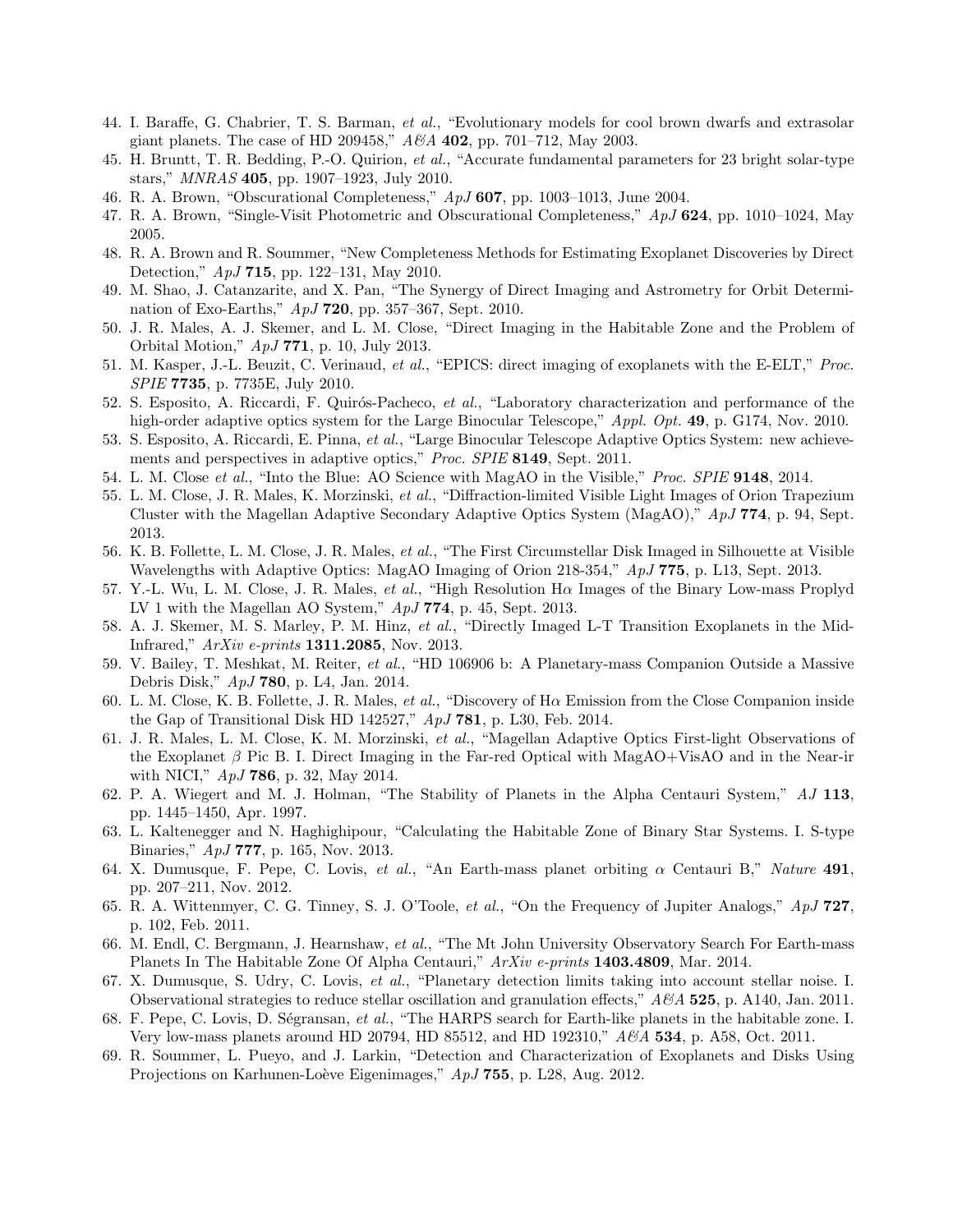44. I. Baraffe, G. Chabrier, T. S. Barman, *et al.*, "Evolutionary models for cool brown dwarfs and extrasolar giant planets. The case of HD 209458," *A&A* **402**, pp. 701–712, May 2003.
45. H. Bruntt, T. R. Bedding, P.-O. Quirion, *et al.*, "Accurate fundamental parameters for 23 bright solar-type stars," *MNRAS* **405**, pp. 1907–1923, July 2010.
46. R. A. Brown, "Obscurational Completeness," *ApJ* **607**, pp. 1003–1013, June 2004.
47. R. A. Brown, "Single-Visit Photometric and Obscurational Completeness," *ApJ* **624**, pp. 1010–1024, May 2005.
48. R. A. Brown and R. Soummer, "New Completeness Methods for Estimating Exoplanet Discoveries by Direct Detection," *ApJ* **715**, pp. 122–131, May 2010.
49. M. Shao, J. Catanzarite, and X. Pan, "The Synergy of Direct Imaging and Astrometry for Orbit Determination of Exo-Earths," *ApJ* **720**, pp. 357–367, Sept. 2010.
50. J. R. Males, A. J. Skemer, and L. M. Close, "Direct Imaging in the Habitable Zone and the Problem of Orbital Motion," *ApJ* **771**, p. 10, July 2013.
51. M. Kasper, J.-L. Beuzit, C. Verinaud, *et al.*, "EPICS: direct imaging of exoplanets with the E-ELT," *Proc. SPIE* **7735**, p. 7735E, July 2010.
52. S. Esposito, A. Riccardi, F. Quirós-Pacheco, *et al.*, "Laboratory characterization and performance of the high-order adaptive optics system for the Large Binocular Telescope," *Appl. Opt.* **49**, p. G174, Nov. 2010.
53. S. Esposito, A. Riccardi, E. Pinna, *et al.*, "Large Binocular Telescope Adaptive Optics System: new achievements and perspectives in adaptive optics," *Proc. SPIE* **8149**, Sept. 2011.
54. L. M. Close *et al.*, "Into the Blue: AO Science with MagAO in the Visible," *Proc. SPIE* **9148**, 2014.
55. L. M. Close, J. R. Males, K. Morzinski, *et al.*, "Diffraction-limited Visible Light Images of Orion Trapezium Cluster with the Magellan Adaptive Secondary Adaptive Optics System (MagAO)," *ApJ* **774**, p. 94, Sept. 2013.
56. K. B. Follette, L. M. Close, J. R. Males, *et al.*, "The First Circumstellar Disk Imaged in Silhouette at Visible Wavelengths with Adaptive Optics: MagAO Imaging of Orion 218-354," *ApJ* **775**, p. L13, Sept. 2013.
57. Y.-L. Wu, L. M. Close, J. R. Males, *et al.*, "High Resolution H$\alpha$ Images of the Binary Low-mass Proplyd LV 1 with the Magellan AO System," *ApJ* **774**, p. 45, Sept. 2013.
58. A. J. Skemer, M. S. Marley, P. M. Hinz, *et al.*, "Directly Imaged L-T Transition Exoplanets in the Mid-Infrared," *ArXiv e-prints* **1311.2085**, Nov. 2013.
59. V. Bailey, T. Meshkat, M. Reiter, *et al.*, "HD 106906 b: A Planetary-mass Companion Outside a Massive Debris Disk," *ApJ* **780**, p. L4, Jan. 2014.
60. L. M. Close, K. B. Follette, J. R. Males, *et al.*, "Discovery of H$\alpha$ Emission from the Close Companion inside the Gap of Transitional Disk HD 142527," *ApJ* **781**, p. L30, Feb. 2014.
61. J. R. Males, L. M. Close, K. M. Morzinski, *et al.*, "Magellan Adaptive Optics First-light Observations of the Exoplanet $\beta$ Pic B. I. Direct Imaging in the Far-red Optical with MagAO+VisAO and in the Near-ir with NICI," *ApJ* **786**, p. 32, May 2014.
62. P. A. Wiegert and M. J. Holman, "The Stability of Planets in the Alpha Centauri System," *AJ* **113**, pp. 1445–1450, Apr. 1997.
63. L. Kaltenegger and N. Haghighipour, "Calculating the Habitable Zone of Binary Star Systems. I. S-type Binaries," *ApJ* **777**, p. 165, Nov. 2013.
64. X. Dumusque, F. Pepe, C. Lovis, *et al.*, "An Earth-mass planet orbiting $\alpha$ Centauri B," *Nature* **491**, pp. 207–211, Nov. 2012.
65. R. A. Wittenmyer, C. G. Tinney, S. J. O'Toole, *et al.*, "On the Frequency of Jupiter Analogs," *ApJ* **727**, p. 102, Feb. 2011.
66. M. Endl, C. Bergmann, J. Hearnshaw, *et al.*, "The Mt John University Observatory Search For Earth-mass Planets In The Habitable Zone Of Alpha Centauri," *ArXiv e-prints* **1403.4809**, Mar. 2014.
67. X. Dumusque, S. Udry, C. Lovis, *et al.*, "Planetary detection limits taking into account stellar noise. I. Observational strategies to reduce stellar oscillation and granulation effects," *A&A* **525**, p. A140, Jan. 2011.
68. F. Pepe, C. Lovis, D. Ségransan, *et al.*, "The HARPS search for Earth-like planets in the habitable zone. I. Very low-mass planets around HD 20794, HD 85512, and HD 192310," *A&A* **534**, p. A58, Oct. 2011.
69. R. Soummer, L. Pueyo, and J. Larkin, "Detection and Characterization of Exoplanets and Disks Using Projections on Karhunen-Loève Eigenimages," *ApJ* **755**, p. L28, Aug. 2012.